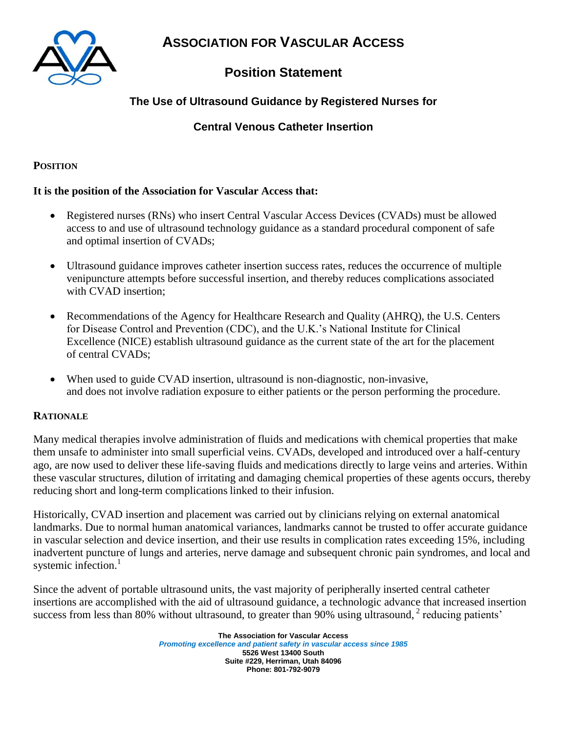# ASSOCIATION FOR VASCULAR ACCESS

## Position Statement

### The Use of Ultrasound Guidance by Registered Nurses for Central Venous Catheter Insertion

**POSITION**

**It is the position of the Association for Vascular Access that:**

- Registered nurses (RNs) who insert Central Vascular Access Devices (CVADs) must be allowed access to and use of ultrasound technology guidance as a standard procedural component of safe and optimal insertion of CVADs;
- Ultrasound guidance improves catheter insertion success rates, reduces the occurrence of multiple venipuncture attempts before successful insertion, and thereby reduces complications associated with CVAD insertion;
- Recommendations of the Agency for Healthcare Research and Quality (AHRQ), the U.S. Centers for Disease Control and Prevention (CDC), and the U.K.'s National Institute for Clinical Excellence (NICE) establish ultrasound guidance as the current state of the art for the placement of central CVADs;
- When used to guide CVAD insertion, ultrasound is non-diagnostic, non-invasive, and does not involve radiation exposure to either patients or the person performing the procedure.

**RATIONALE**

Many medical therapies involve administration of fluids and medications with chemical properties that make them unsafe to administer into small superficial veins. CVADs, developed and introduced over a half-century ago, are now used to deliver these life-saving fluids and medications directly to large veins and arteries. Within these vascular structures, dilution of irritating and damaging chemical properties of these agents occurs, thereby reducing short and long-term complications linked to their infusion.

Historically, CVAD insertion and placement was carried out by clinicians relying on external anatomical landmarks. Due to normal human anatomical variances, landmarks cannot be trusted to offer accurate guidance in vascular selection and device insertion, and their use results in complication rates exceeding 15%, including inadvertent puncture of lungs and arteries, nerve damage and subsequent chronic pain syndromes, and local and systemic infection.[1]

Since the advent of portable ultrasound units, the vast majority of peripherally inserted central catheter insertions are accomplished with the aid of ultrasound guidance, a technologic advance that increased insertion success from less than 80% without ultrasound, to greater than 90% using ultrasound,[2] reducing patients'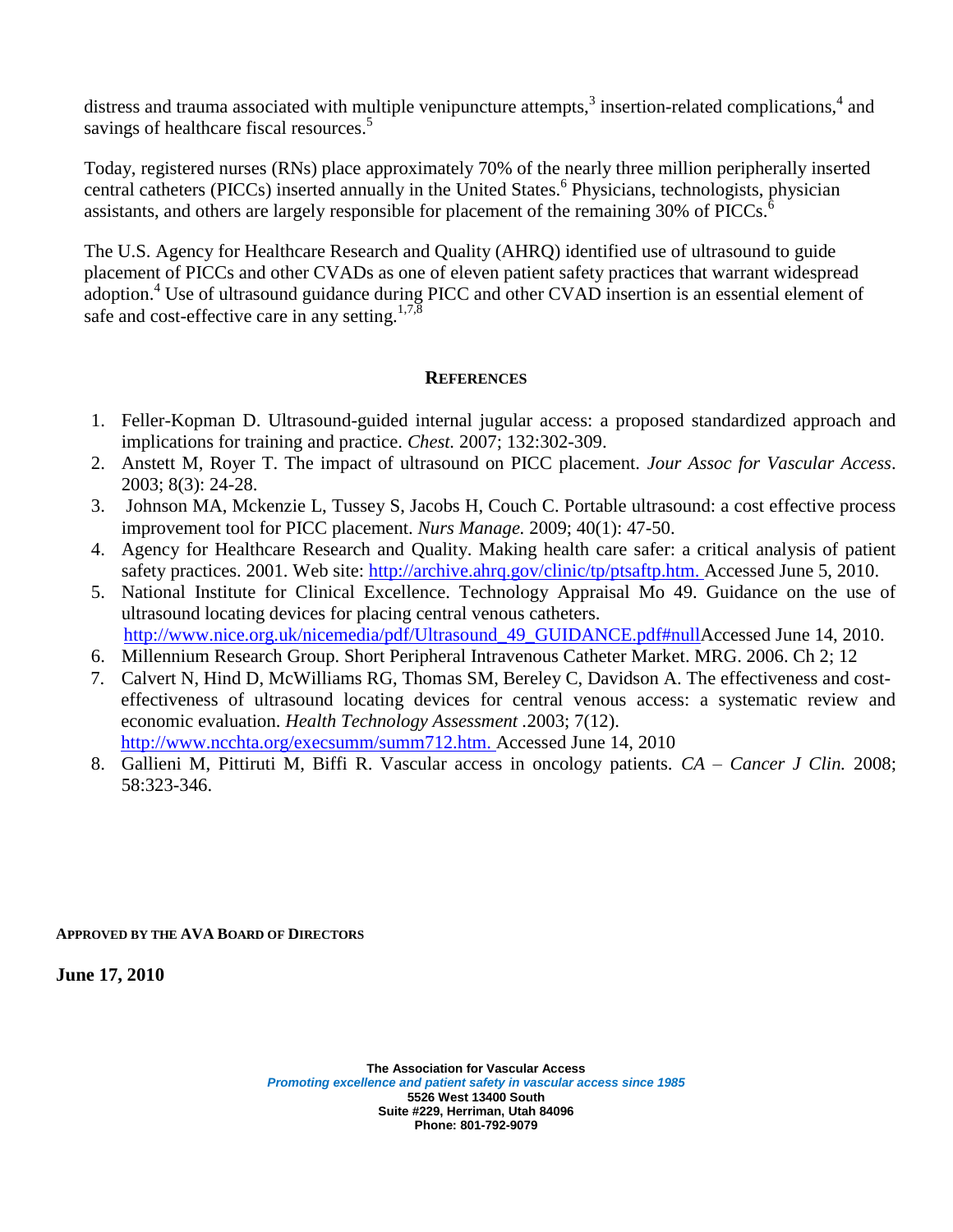distress and trauma associated with multiple venipuncture attempts,[3] insertion-related complications,[4] and savings of healthcare fiscal resources.[5]

Today, registered nurses (RNs) place approximately 70% of the nearly three million peripherally inserted central catheters (PICCs) inserted annually in the United States.[6] Physicians, technologists, physician assistants, and others are largely responsible for placement of the remaining 30% of PICCs.[6]

The U.S. Agency for Healthcare Research and Quality (AHRQ) identified use of ultrasound to guide placement of PICCs and other CVADs as one of eleven patient safety practices that warrant widespread adoption.[4] Use of ultrasound guidance during PICC and other CVAD insertion is an essential element of safe and cost-effective care in any setting.[1,7,8]

## REFERENCES

1. Feller-Kopman D. Ultrasound-guided internal jugular access: a proposed standardized approach and implications for training and practice. *Chest.* 2007; 132:302-309.
2. Anstett M, Royer T. The impact of ultrasound on PICC placement. *Jour Assoc for Vascular Access*. 2003; 8(3): 24-28.
3. Johnson MA, Mckenzie L, Tussey S, Jacobs H, Couch C. Portable ultrasound: a cost effective process improvement tool for PICC placement. *Nurs Manage.* 2009; 40(1): 47-50.
4. Agency for Healthcare Research and Quality. Making health care safer: a critical analysis of patient safety practices. 2001. Web site: http://archive.ahrq.gov/clinic/tp/ptsaftp.htm. Accessed June 5, 2010.
5. National Institute for Clinical Excellence. Technology Appraisal Mo 49. Guidance on the use of ultrasound locating devices for placing central venous catheters. http://www.nice.org.uk/nicemedia/pdf/Ultrasound_49_GUIDANCE.pdf#nullAccessed June 14, 2010.
6. Millennium Research Group. Short Peripheral Intravenous Catheter Market. MRG. 2006. Ch 2; 12
7. Calvert N, Hind D, McWilliams RG, Thomas SM, Bereley C, Davidson A. The effectiveness and cost-effectiveness of ultrasound locating devices for central venous access: a systematic review and economic evaluation. *Health Technology Assessment* .2003; 7(12). http://www.ncchta.org/execsumm/summ712.htm. Accessed June 14, 2010
8. Gallieni M, Pittiruti M, Biffi R. Vascular access in oncology patients. *CA – Cancer J Clin.* 2008; 58:323-346.

**APPROVED BY THE AVA BOARD OF DIRECTORS**

**June 17, 2010**

**The Association for Vascular Access**
***Promoting excellence and patient safety in vascular access since 1985***
**5526 West 13400 South**
**Suite #229, Herriman, Utah 84096**
**Phone: 801-792-9079**